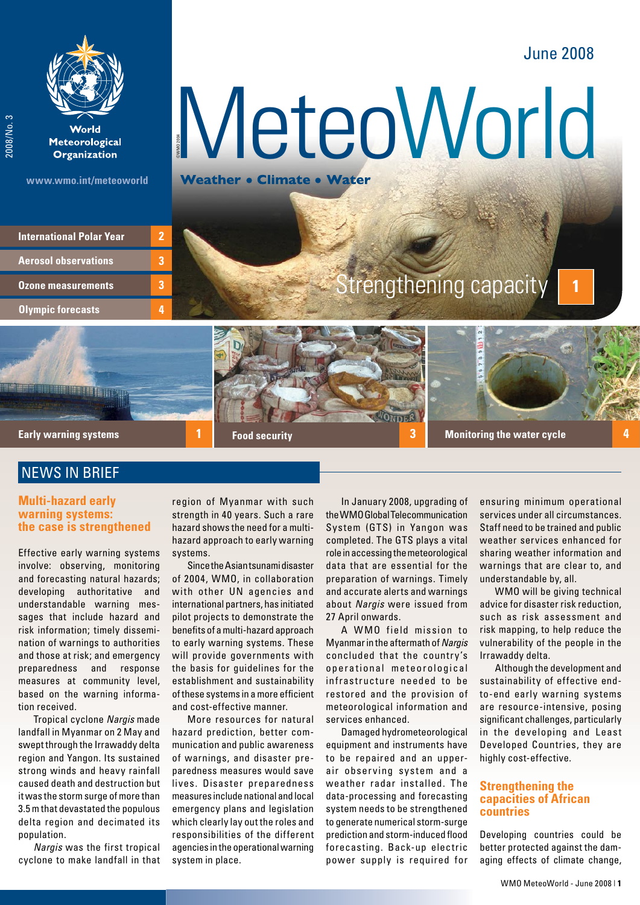June 2008

# MeteoWorld

**Weather • Climate • Water**

World Meteorological Organization

www.wmo.int/meteoworld

- International Polar Year 2
- Aerosol observations 3
- Ozone measurements 3
- Olympic forecasts 4

Strengthening capacity 1

- Early warning systems 1
- Food security 3
- Monitoring the water cycle 4

## NEWS IN BRIEF

### Multi-hazard early warning systems: the case is strengthened

Effective early warning systems involve: observing, monitoring and forecasting natural hazards; developing authoritative and understandable warning messages that include hazard and risk information; timely dissemination of warnings to authorities and those at risk; and emergency preparedness and response measures at community level, based on the warning information received.

Tropical cyclone *Nargis* made landfall in Myanmar on 2 May and swept through the Irrawaddy delta region and Yangon. Its sustained strong winds and heavy rainfall caused death and destruction but it was the storm surge of more than 3.5 m that devastated the populous delta region and decimated its population.

*Nargis* was the first tropical cyclone to make landfall in that region of Myanmar with such strength in 40 years. Such a rare hazard shows the need for a multi-hazard approach to early warning systems.

Since the Asian tsunami disaster of 2004, WMO, in collaboration with other UN agencies and international partners, has initiated pilot projects to demonstrate the benefits of a multi-hazard approach to early warning systems. These will provide governments with the basis for guidelines for the establishment and sustainability of these systems in a more efficient and cost-effective manner.

More resources for natural hazard prediction, better communication and public awareness of warnings, and disaster preparedness measures would save lives. Disaster preparedness measures include national and local emergency plans and legislation which clearly lay out the roles and responsibilities of the different agencies in the operational warning system in place.

In January 2008, upgrading of the WMO Global Telecommunication System (GTS) in Yangon was completed. The GTS plays a vital role in accessing the meteorological data that are essential for the preparation of warnings. Timely and accurate alerts and warnings about *Nargis* were issued from 27 April onwards.

A WMO field mission to Myanmar in the aftermath of *Nargis* concluded that the country's operational meteorological infrastructure needed to be restored and the provision of meteorological information and services enhanced.

Damaged hydrometeorological equipment and instruments have to be repaired and an upper-air observing system and a weather radar installed. The data-processing and forecasting system needs to be strengthened to generate numerical storm-surge prediction and storm-induced flood forecasting. Back-up electric power supply is required for ensuring minimum operational services under all circumstances. Staff need to be trained and public weather services enhanced for sharing weather information and warnings that are clear to, and understandable by, all.

WMO will be giving technical advice for disaster risk reduction, such as risk assessment and risk mapping, to help reduce the vulnerability of the people in the Irrawaddy delta.

Although the development and sustainability of effective end-to-end early warning systems are resource-intensive, posing significant challenges, particularly in the developing and Least Developed Countries, they are highly cost-effective.

### Strengthening the capacities of African countries

Developing countries could be better protected against the damaging effects of climate change,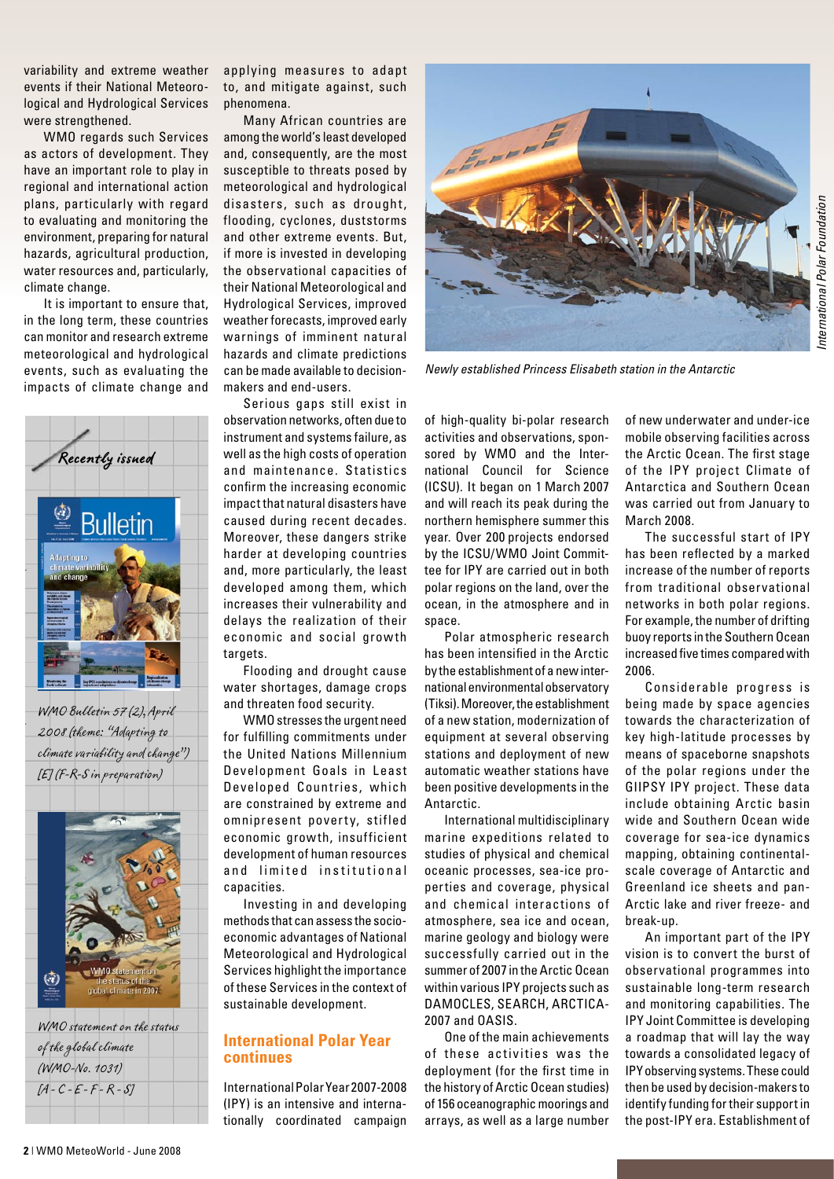variability and extreme weather events if their National Meteorological and Hydrological Services were strengthened.

WMO regards such Services as actors of development. They have an important role to play in regional and international action plans, particularly with regard to evaluating and monitoring the environment, preparing for natural hazards, agricultural production, water resources and, particularly, climate change.

It is important to ensure that, in the long term, these countries can monitor and research extreme meteorological and hydrological events, such as evaluating the impacts of climate change and applying measures to adapt to, and mitigate against, such phenomena.

Many African countries are among the world's least developed and, consequently, are the most susceptible to threats posed by meteorological and hydrological disasters, such as drought, flooding, cyclones, duststorms and other extreme events. But, if more is invested in developing the observational capacities of their National Meteorological and Hydrological Services, improved weather forecasts, improved early warnings of imminent natural hazards and climate predictions can be made available to decision-makers and end-users.

Serious gaps still exist in observation networks, often due to instrument and systems failure, as well as the high costs of operation and maintenance. Statistics confirm the increasing economic impact that natural disasters have caused during recent decades. Moreover, these dangers strike harder at developing countries and, more particularly, the least developed among them, which increases their vulnerability and delays the realization of their economic and social growth targets.

Flooding and drought cause water shortages, damage crops and threaten food security.

WMO stresses the urgent need for fulfilling commitments under the United Nations Millennium Development Goals in Least Developed Countries, which are constrained by extreme and omnipresent poverty, stifled economic growth, insufficient development of human resources and limited institutional capacities.

Investing in and developing methods that can assess the socio-economic advantages of National Meteorological and Hydrological Services highlight the importance of these Services in the context of sustainable development.

*Recently issued*

*WMO Bulletin 57 (2), April 2008 (theme: "Adapting to climate variability and change") [E] (F-R-S in preparation)*

*WMO statement on the status of the global climate (WMO-No. 1031) [A - C - E - F - R - S]*

## International Polar Year continues

International Polar Year 2007-2008 (IPY) is an intensive and internationally coordinated campaign of high-quality bi-polar research activities and observations, sponsored by WMO and the International Council for Science (ICSU). It began on 1 March 2007 and will reach its peak during the northern hemisphere summer this year. Over 200 projects endorsed by the ICSU/WMO Joint Committee for IPY are carried out in both polar regions on the land, over the ocean, in the atmosphere and in space.

*Newly established Princess Elisabeth station in the Antarctic*

*International Polar Foundation*

Polar atmospheric research has been intensified in the Arctic by the establishment of a new international environmental observatory (Tiksi). Moreover, the establishment of a new station, modernization of equipment at several observing stations and deployment of new automatic weather stations have been positive developments in the Antarctic.

International multidisciplinary marine expeditions related to studies of physical and chemical oceanic processes, sea-ice properties and coverage, physical and chemical interactions of atmosphere, sea ice and ocean, marine geology and biology were successfully carried out in the summer of 2007 in the Arctic Ocean within various IPY projects such as DAMOCLES, SEARCH, ARCTICA-2007 and OASIS.

One of the main achievements of these activities was the deployment (for the first time in the history of Arctic Ocean studies) of 156 oceanographic moorings and arrays, as well as a large number of new underwater and under-ice mobile observing facilities across the Arctic Ocean. The first stage of the IPY project Climate of Antarctica and Southern Ocean was carried out from January to March 2008.

The successful start of IPY has been reflected by a marked increase of the number of reports from traditional observational networks in both polar regions. For example, the number of drifting buoy reports in the Southern Ocean increased five times compared with 2006.

Considerable progress is being made by space agencies towards the characterization of key high-latitude processes by means of spaceborne snapshots of the polar regions under the GIIPSY IPY project. These data include obtaining Arctic basin wide and Southern Ocean wide coverage for sea-ice dynamics mapping, obtaining continental-scale coverage of Antarctic and Greenland ice sheets and pan-Arctic lake and river freeze- and break-up.

An important part of the IPY vision is to convert the burst of observational programmes into sustainable long-term research and monitoring capabilities. The IPY Joint Committee is developing a roadmap that will lay the way towards a consolidated legacy of IPY observing systems. These could then be used by decision-makers to identify funding for their support in the post-IPY era. Establishment of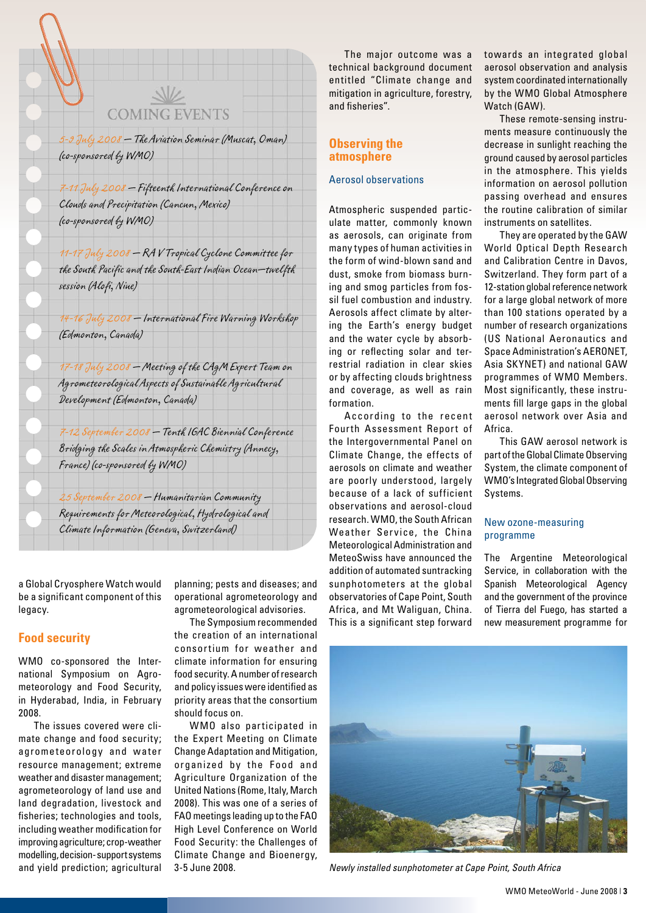## COMING EVENTS

*5-9 July 2008* — *The Aviation Seminar (Muscat, Oman) (co-sponsored by WMO)*

*7-11 July 2008* — *Fifteenth International Conference on Clouds and Precipitation (Cancun, Mexico) (co-sponsored by WMO)*

*11-17 July 2008* — *RA V Tropical Cyclone Committee for the South Pacific and the South-East Indian Ocean—twelfth session (Alofi, Niue)*

*14-16 July 2008* — *International Fire Warning Workshop (Edmonton, Canada)*

*17-18 July 2008* — *Meeting of the CAgM Expert Team on Agrometeorological Aspects of Sustainable Agricultural Development (Edmonton, Canada)*

*7-12 September 2008* — *Tenth IGAC Biennial Conference Bridging the Scales in Atmospheric Chemistry (Annecy, France) (co-sponsored by WMO)*

*25 September 2008* — *Humanitarian Community Requirements for Meteorological, Hydrological and Climate Information (Geneva, Switzerland)*

a Global Cryosphere Watch would be a significant component of this legacy.

## Food security

WMO co-sponsored the International Symposium on Agrometeorology and Food Security, in Hyderabad, India, in February 2008.

The issues covered were climate change and food security; agrometeorology and water resource management; extreme weather and disaster management; agrometeorology of land use and land degradation, livestock and fisheries; technologies and tools, including weather modification for improving agriculture; crop-weather modelling, decision-support systems and yield prediction; agricultural planning; pests and diseases; and operational agrometeorology and agrometeorological advisories.

The Symposium recommended the creation of an international consortium for weather and climate information for ensuring food security. A number of research and policy issues were identified as priority areas that the consortium should focus on.

WMO also participated in the Expert Meeting on Climate Change Adaptation and Mitigation, organized by the Food and Agriculture Organization of the United Nations (Rome, Italy, March 2008). This was one of a series of FAO meetings leading up to the FAO High Level Conference on World Food Security: the Challenges of Climate Change and Bioenergy, 3-5 June 2008.

The major outcome was a technical background document entitled "Climate change and mitigation in agriculture, forestry, and fisheries".

## Observing the atmosphere

### Aerosol observations

Atmospheric suspended particulate matter, commonly known as aerosols, can originate from many types of human activities in the form of wind-blown sand and dust, smoke from biomass burning and smog particles from fossil fuel combustion and industry. Aerosols affect climate by altering the Earth's energy budget and the water cycle by absorbing or reflecting solar and terrestrial radiation in clear skies or by affecting clouds brightness and coverage, as well as rain formation.

According to the recent Fourth Assessment Report of the Intergovernmental Panel on Climate Change, the effects of aerosols on climate and weather are poorly understood, largely because of a lack of sufficient observations and aerosol-cloud research. WMO, the South African Weather Service, the China Meteorological Administration and MeteoSwiss have announced the addition of automated suntracking sunphotometers at the global observatories of Cape Point, South Africa, and Mt Waliguan, China. This is a significant step forward towards an integrated global aerosol observation and analysis system coordinated internationally by the WMO Global Atmosphere Watch (GAW).

These remote-sensing instruments measure continuously the decrease in sunlight reaching the ground caused by aerosol particles in the atmosphere. This yields information on aerosol pollution passing overhead and ensures the routine calibration of similar instruments on satellites.

They are operated by the GAW World Optical Depth Research and Calibration Centre in Davos, Switzerland. They form part of a 12-station global reference network for a large global network of more than 100 stations operated by a number of research organizations (US National Aeronautics and Space Administration's AERONET, Asia SKYNET) and national GAW programmes of WMO Members. Most significantly, these instruments fill large gaps in the global aerosol network over Asia and Africa.

This GAW aerosol network is part of the Global Climate Observing System, the climate component of WMO's Integrated Global Observing Systems.

### New ozone-measuring programme

The Argentine Meteorological Service, in collaboration with the Spanish Meteorological Agency and the government of the province of Tierra del Fuego, has started a new measurement programme for

*Newly installed sunphotometer at Cape Point, South Africa*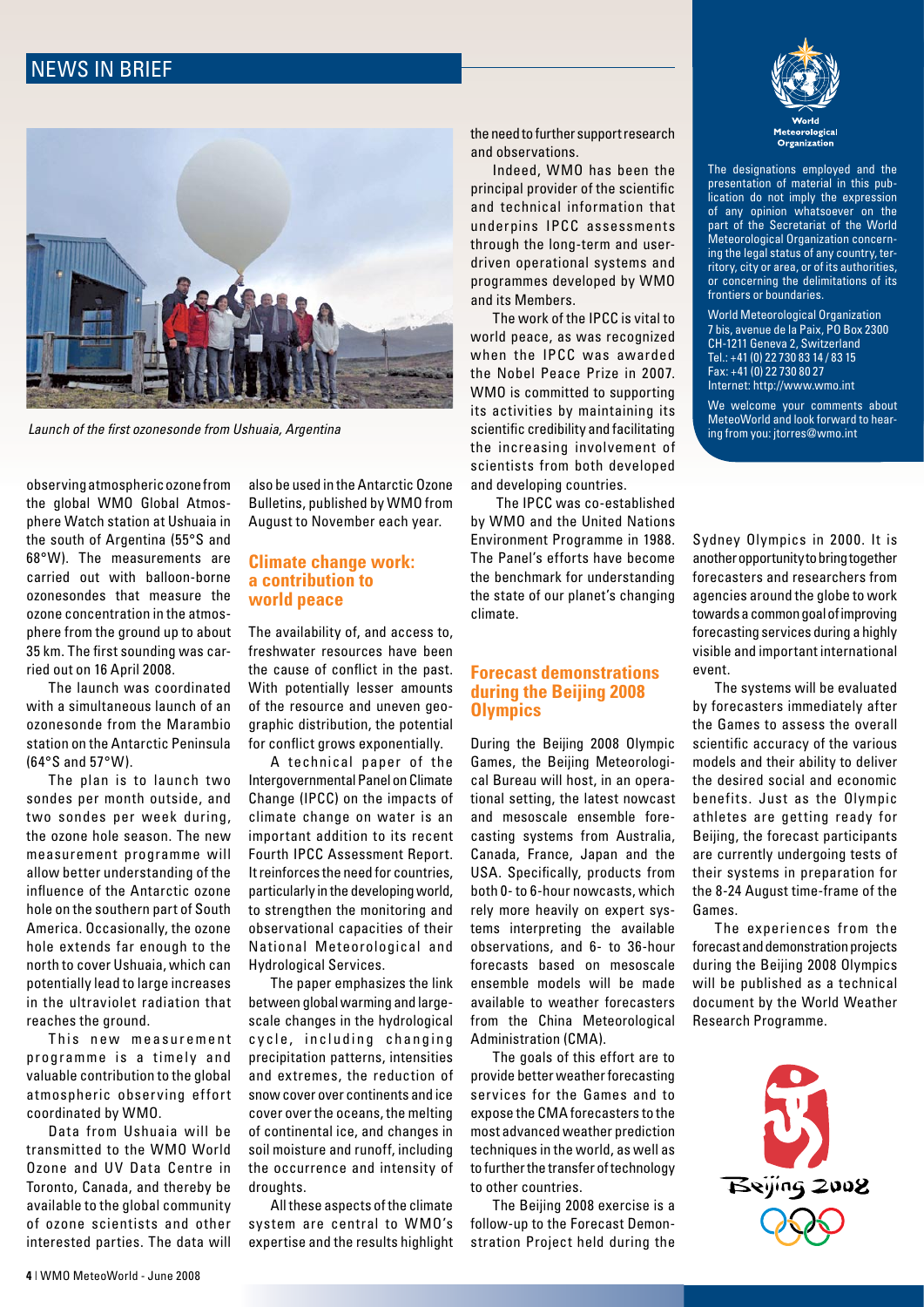## NEWS IN BRIEF

*Launch of the first ozonesonde from Ushuaia, Argentina*

observing atmospheric ozone from the global WMO Global Atmosphere Watch station at Ushuaia in the south of Argentina (55°S and 68°W). The measurements are carried out with balloon-borne ozonesondes that measure the ozone concentration in the atmosphere from the ground up to about 35 km. The first sounding was carried out on 16 April 2008.

The launch was coordinated with a simultaneous launch of an ozonesonde from the Marambio station on the Antarctic Peninsula (64°S and 57°W).

The plan is to launch two sondes per month outside, and two sondes per week during, the ozone hole season. The new measurement programme will allow better understanding of the influence of the Antarctic ozone hole on the southern part of South America. Occasionally, the ozone hole extends far enough to the north to cover Ushuaia, which can potentially lead to large increases in the ultraviolet radiation that reaches the ground.

This new measurement programme is a timely and valuable contribution to the global atmospheric observing effort coordinated by WMO.

Data from Ushuaia will be transmitted to the WMO World Ozone and UV Data Centre in Toronto, Canada, and thereby be available to the global community of ozone scientists and other interested parties. The data will also be used in the Antarctic Ozone Bulletins, published by WMO from August to November each year.

### Climate change work: a contribution to world peace

The availability of, and access to, freshwater resources have been the cause of conflict in the past. With potentially lesser amounts of the resource and uneven geographic distribution, the potential for conflict grows exponentially.

A technical paper of the Intergovernmental Panel on Climate Change (IPCC) on the impacts of climate change on water is an important addition to its recent Fourth IPCC Assessment Report. It reinforces the need for countries, particularly in the developing world, to strengthen the monitoring and observational capacities of their National Meteorological and Hydrological Services.

The paper emphasizes the link between global warming and large-scale changes in the hydrological cycle, including changing precipitation patterns, intensities and extremes, the reduction of snow cover over continents and ice cover over the oceans, the melting of continental ice, and changes in soil moisture and runoff, including the occurrence and intensity of droughts.

All these aspects of the climate system are central to WMO's expertise and the results highlight the need to further support research and observations.

Indeed, WMO has been the principal provider of the scientific and technical information that underpins IPCC assessments through the long-term and user-driven operational systems and programmes developed by WMO and its Members.

The work of the IPCC is vital to world peace, as was recognized when the IPCC was awarded the Nobel Peace Prize in 2007. WMO is committed to supporting its activities by maintaining its scientific credibility and facilitating the increasing involvement of scientists from both developed and developing countries.

The IPCC was co-established by WMO and the United Nations Environment Programme in 1988. The Panel's efforts have become the benchmark for understanding the state of our planet's changing climate.

### Forecast demonstrations during the Beijing 2008 Olympics

During the Beijing 2008 Olympic Games, the Beijing Meteorological Bureau will host, in an operational setting, the latest nowcast and mesoscale ensemble forecasting systems from Australia, Canada, France, Japan and the USA. Specifically, products from both 0- to 6-hour nowcasts, which rely more heavily on expert systems interpreting the available observations, and 6- to 36-hour forecasts based on mesoscale ensemble models will be made available to weather forecasters from the China Meteorological Administration (CMA).

The goals of this effort are to provide better weather forecasting services for the Games and to expose the CMA forecasters to the most advanced weather prediction techniques in the world, as well as to further the transfer of technology to other countries.

The Beijing 2008 exercise is a follow-up to the Forecast Demonstration Project held during the Sydney Olympics in 2000. It is another opportunity to bring together forecasters and researchers from agencies around the globe to work towards a common goal of improving forecasting services during a highly visible and important international event.

The systems will be evaluated by forecasters immediately after the Games to assess the overall scientific accuracy of the various models and their ability to deliver the desired social and economic benefits. Just as the Olympic athletes are getting ready for Beijing, the forecast participants are currently undergoing tests of their systems in preparation for the 8-24 August time-frame of the Games.

The experiences from the forecast and demonstration projects during the Beijing 2008 Olympics will be published as a technical document by the World Weather Research Programme.

Beijing 2008

World Meteorological Organization

The designations employed and the presentation of material in this publication do not imply the expression of any opinion whatsoever on the part of the Secretariat of the World Meteorological Organization concerning the legal status of any country, territory, city or area, or of its authorities, or concerning the delimitations of its frontiers or boundaries.

World Meteorological Organization
7 bis, avenue de la Paix, PO Box 2300
CH-1211 Geneva 2, Switzerland
Tel.: +41 (0) 22 730 83 14 / 83 15
Fax: +41 (0) 22 730 80 27
Internet: http://www.wmo.int

We welcome your comments about MeteoWorld and look forward to hearing from you: jtorres@wmo.int